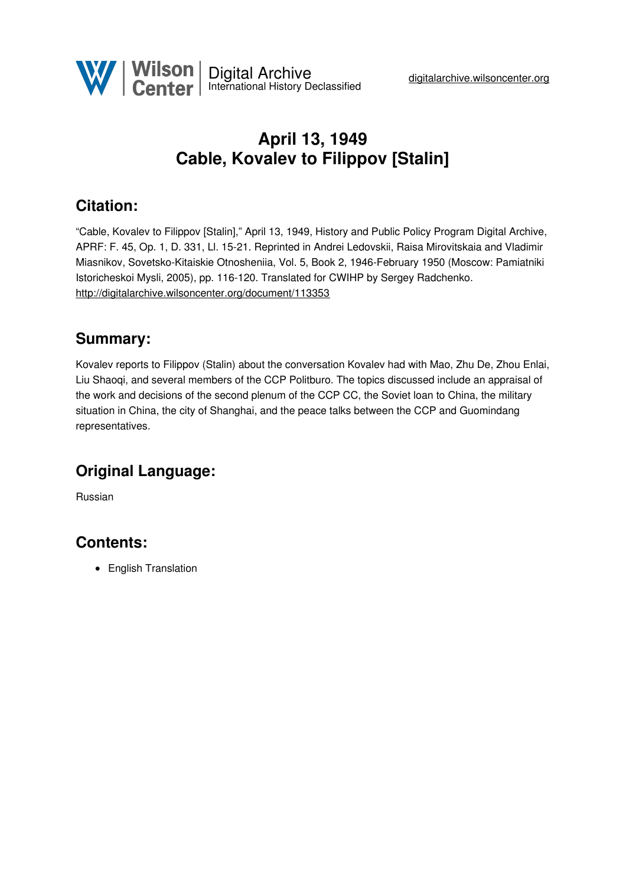# April 13, 1949
# Cable, Kovalev to Filippov [Stalin]

## Citation:

"Cable, Kovalev to Filippov [Stalin]," April 13, 1949, History and Public Policy Program Digital Archive, APRF: F. 45, Op. 1, D. 331, Ll. 15-21. Reprinted in Andrei Ledovskii, Raisa Mirovitskaia and Vladimir Miasnikov, Sovetsko-Kitaiskie Otnosheniia, Vol. 5, Book 2, 1946-February 1950 (Moscow: Pamiatniki Istoricheskoi Mysli, 2005), pp. 116-120. Translated for CWIHP by Sergey Radchenko.
http://digitalarchive.wilsoncenter.org/document/113353

## Summary:

Kovalev reports to Filippov (Stalin) about the conversation Kovalev had with Mao, Zhu De, Zhou Enlai, Liu Shaoqi, and several members of the CCP Politburo. The topics discussed include an appraisal of the work and decisions of the second plenum of the CCP CC, the Soviet loan to China, the military situation in China, the city of Shanghai, and the peace talks between the CCP and Guomindang representatives.

## Original Language:

Russian

## Contents:

- English Translation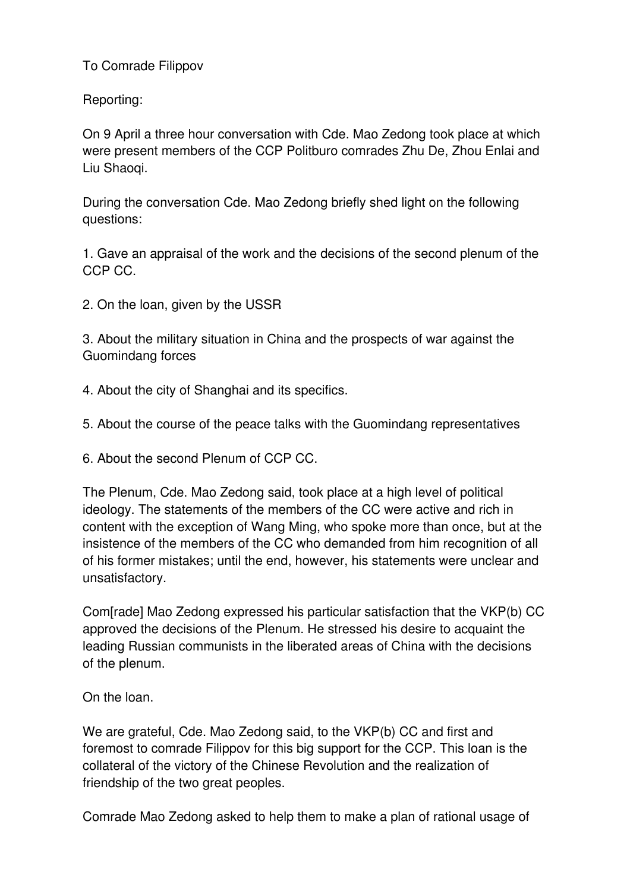To Comrade Filippov

Reporting:

On 9 April a three hour conversation with Cde. Mao Zedong took place at which were present members of the CCP Politburo comrades Zhu De, Zhou Enlai and Liu Shaoqi.

During the conversation Cde. Mao Zedong briefly shed light on the following questions:

1. Gave an appraisal of the work and the decisions of the second plenum of the CCP CC.

2. On the loan, given by the USSR

3. About the military situation in China and the prospects of war against the Guomindang forces

4. About the city of Shanghai and its specifics.

5. About the course of the peace talks with the Guomindang representatives

6. About the second Plenum of CCP CC.

The Plenum, Cde. Mao Zedong said, took place at a high level of political ideology. The statements of the members of the CC were active and rich in content with the exception of Wang Ming, who spoke more than once, but at the insistence of the members of the CC who demanded from him recognition of all of his former mistakes; until the end, however, his statements were unclear and unsatisfactory.

Com[rade] Mao Zedong expressed his particular satisfaction that the VKP(b) CC approved the decisions of the Plenum. He stressed his desire to acquaint the leading Russian communists in the liberated areas of China with the decisions of the plenum.

On the loan.

We are grateful, Cde. Mao Zedong said, to the VKP(b) CC and first and foremost to comrade Filippov for this big support for the CCP. This loan is the collateral of the victory of the Chinese Revolution and the realization of friendship of the two great peoples.

Comrade Mao Zedong asked to help them to make a plan of rational usage of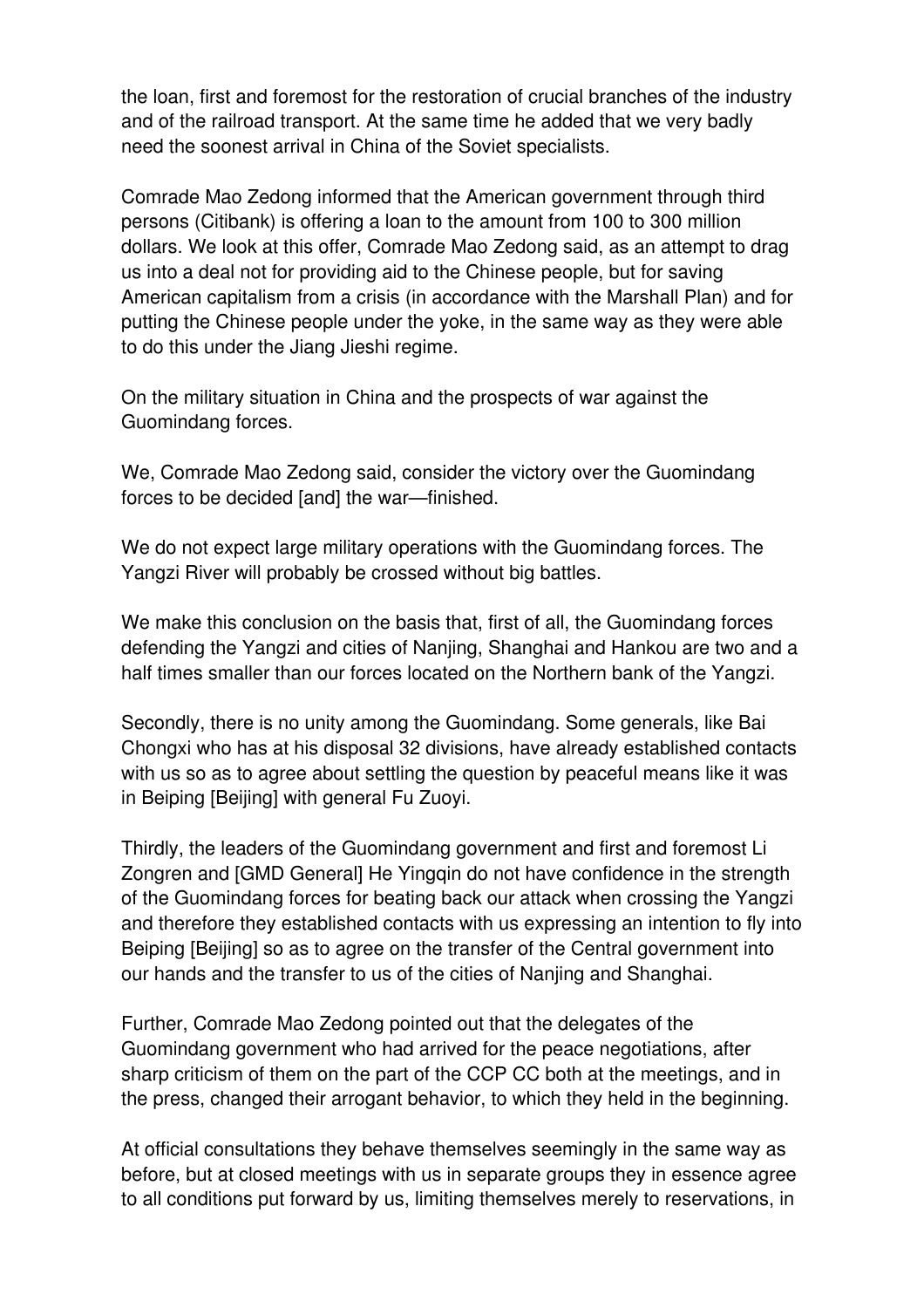the loan, first and foremost for the restoration of crucial branches of the industry and of the railroad transport. At the same time he added that we very badly need the soonest arrival in China of the Soviet specialists.

Comrade Mao Zedong informed that the American government through third persons (Citibank) is offering a loan to the amount from 100 to 300 million dollars. We look at this offer, Comrade Mao Zedong said, as an attempt to drag us into a deal not for providing aid to the Chinese people, but for saving American capitalism from a crisis (in accordance with the Marshall Plan) and for putting the Chinese people under the yoke, in the same way as they were able to do this under the Jiang Jieshi regime.

On the military situation in China and the prospects of war against the Guomindang forces.

We, Comrade Mao Zedong said, consider the victory over the Guomindang forces to be decided [and] the war—finished.

We do not expect large military operations with the Guomindang forces. The Yangzi River will probably be crossed without big battles.

We make this conclusion on the basis that, first of all, the Guomindang forces defending the Yangzi and cities of Nanjing, Shanghai and Hankou are two and a half times smaller than our forces located on the Northern bank of the Yangzi.

Secondly, there is no unity among the Guomindang. Some generals, like Bai Chongxi who has at his disposal 32 divisions, have already established contacts with us so as to agree about settling the question by peaceful means like it was in Beiping [Beijing] with general Fu Zuoyi.

Thirdly, the leaders of the Guomindang government and first and foremost Li Zongren and [GMD General] He Yingqin do not have confidence in the strength of the Guomindang forces for beating back our attack when crossing the Yangzi and therefore they established contacts with us expressing an intention to fly into Beiping [Beijing] so as to agree on the transfer of the Central government into our hands and the transfer to us of the cities of Nanjing and Shanghai.

Further, Comrade Mao Zedong pointed out that the delegates of the Guomindang government who had arrived for the peace negotiations, after sharp criticism of them on the part of the CCP CC both at the meetings, and in the press, changed their arrogant behavior, to which they held in the beginning.

At official consultations they behave themselves seemingly in the same way as before, but at closed meetings with us in separate groups they in essence agree to all conditions put forward by us, limiting themselves merely to reservations, in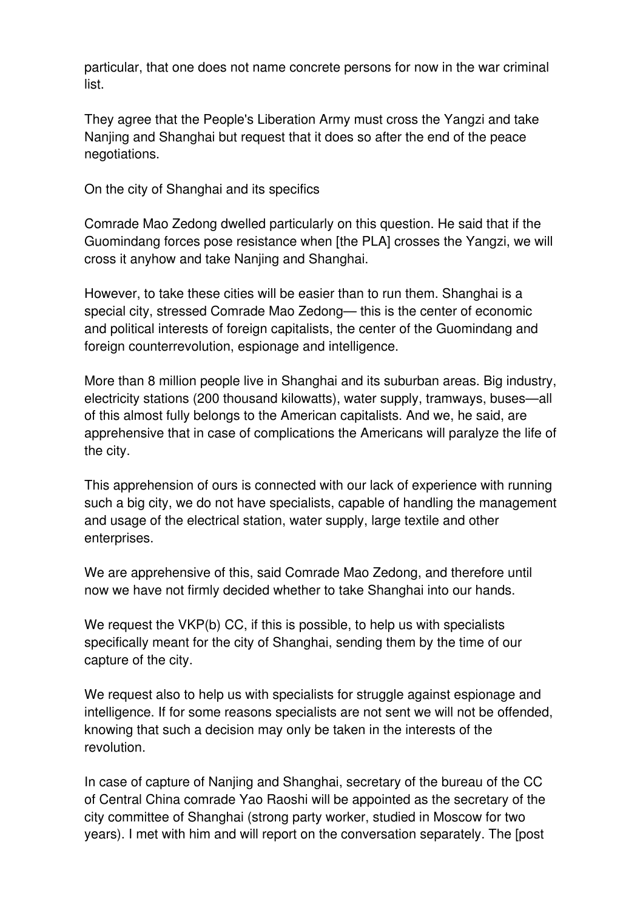particular, that one does not name concrete persons for now in the war criminal list.

They agree that the People's Liberation Army must cross the Yangzi and take Nanjing and Shanghai but request that it does so after the end of the peace negotiations.

On the city of Shanghai and its specifics

Comrade Mao Zedong dwelled particularly on this question. He said that if the Guomindang forces pose resistance when [the PLA] crosses the Yangzi, we will cross it anyhow and take Nanjing and Shanghai.

However, to take these cities will be easier than to run them. Shanghai is a special city, stressed Comrade Mao Zedong— this is the center of economic and political interests of foreign capitalists, the center of the Guomindang and foreign counterrevolution, espionage and intelligence.

More than 8 million people live in Shanghai and its suburban areas. Big industry, electricity stations (200 thousand kilowatts), water supply, tramways, buses—all of this almost fully belongs to the American capitalists. And we, he said, are apprehensive that in case of complications the Americans will paralyze the life of the city.

This apprehension of ours is connected with our lack of experience with running such a big city, we do not have specialists, capable of handling the management and usage of the electrical station, water supply, large textile and other enterprises.

We are apprehensive of this, said Comrade Mao Zedong, and therefore until now we have not firmly decided whether to take Shanghai into our hands.

We request the VKP(b) CC, if this is possible, to help us with specialists specifically meant for the city of Shanghai, sending them by the time of our capture of the city.

We request also to help us with specialists for struggle against espionage and intelligence. If for some reasons specialists are not sent we will not be offended, knowing that such a decision may only be taken in the interests of the revolution.

In case of capture of Nanjing and Shanghai, secretary of the bureau of the CC of Central China comrade Yao Raoshi will be appointed as the secretary of the city committee of Shanghai (strong party worker, studied in Moscow for two years). I met with him and will report on the conversation separately. The [post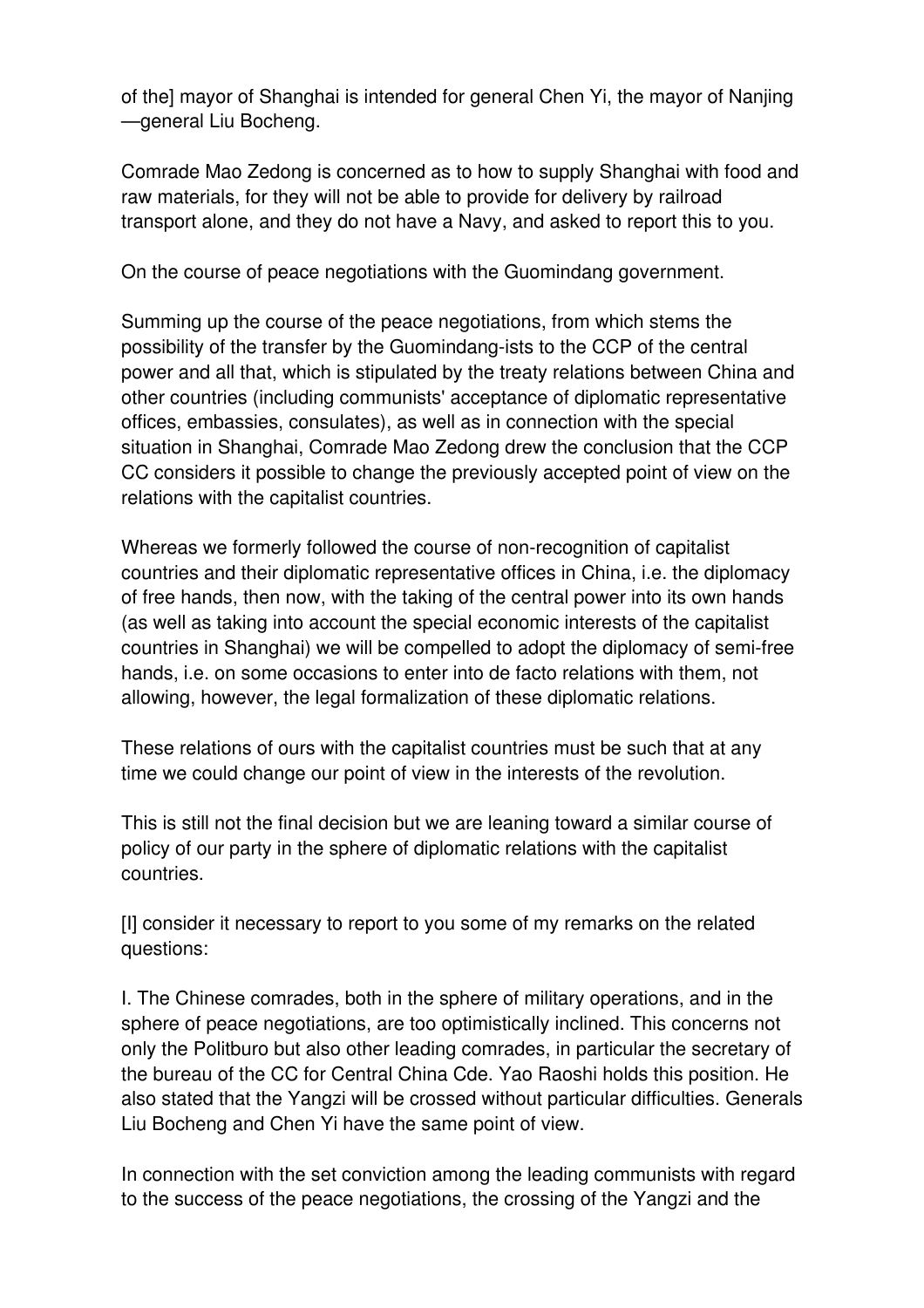of the] mayor of Shanghai is intended for general Chen Yi, the mayor of Nanjing —general Liu Bocheng.

Comrade Mao Zedong is concerned as to how to supply Shanghai with food and raw materials, for they will not be able to provide for delivery by railroad transport alone, and they do not have a Navy, and asked to report this to you.

On the course of peace negotiations with the Guomindang government.

Summing up the course of the peace negotiations, from which stems the possibility of the transfer by the Guomindang-ists to the CCP of the central power and all that, which is stipulated by the treaty relations between China and other countries (including communists' acceptance of diplomatic representative offices, embassies, consulates), as well as in connection with the special situation in Shanghai, Comrade Mao Zedong drew the conclusion that the CCP CC considers it possible to change the previously accepted point of view on the relations with the capitalist countries.

Whereas we formerly followed the course of non-recognition of capitalist countries and their diplomatic representative offices in China, i.e. the diplomacy of free hands, then now, with the taking of the central power into its own hands (as well as taking into account the special economic interests of the capitalist countries in Shanghai) we will be compelled to adopt the diplomacy of semi-free hands, i.e. on some occasions to enter into de facto relations with them, not allowing, however, the legal formalization of these diplomatic relations.

These relations of ours with the capitalist countries must be such that at any time we could change our point of view in the interests of the revolution.

This is still not the final decision but we are leaning toward a similar course of policy of our party in the sphere of diplomatic relations with the capitalist countries.

[I] consider it necessary to report to you some of my remarks on the related questions:

I. The Chinese comrades, both in the sphere of military operations, and in the sphere of peace negotiations, are too optimistically inclined. This concerns not only the Politburo but also other leading comrades, in particular the secretary of the bureau of the CC for Central China Cde. Yao Raoshi holds this position. He also stated that the Yangzi will be crossed without particular difficulties. Generals Liu Bocheng and Chen Yi have the same point of view.

In connection with the set conviction among the leading communists with regard to the success of the peace negotiations, the crossing of the Yangzi and the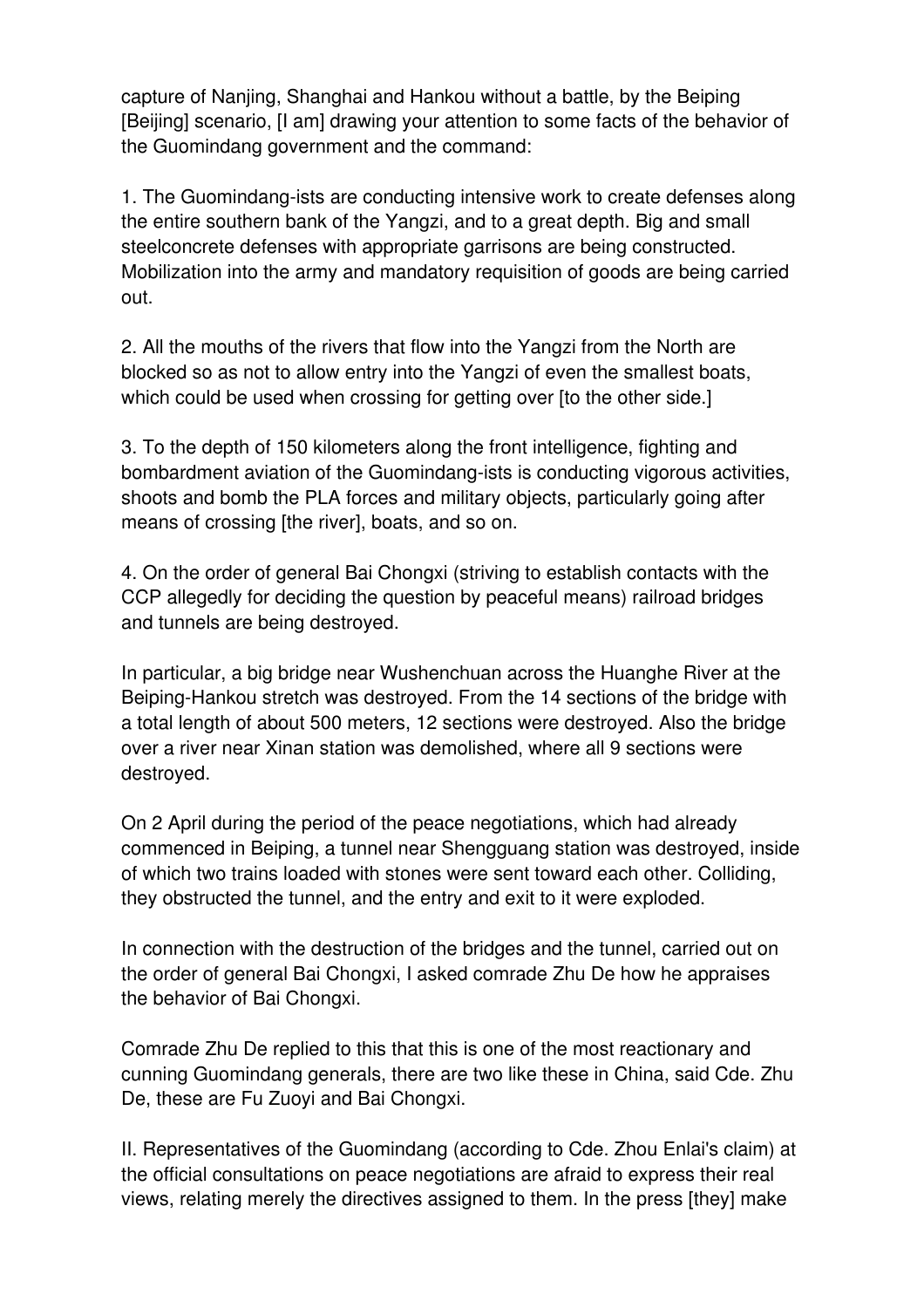capture of Nanjing, Shanghai and Hankou without a battle, by the Beiping [Beijing] scenario, [I am] drawing your attention to some facts of the behavior of the Guomindang government and the command:

1. The Guomindang-ists are conducting intensive work to create defenses along the entire southern bank of the Yangzi, and to a great depth. Big and small steelconcrete defenses with appropriate garrisons are being constructed. Mobilization into the army and mandatory requisition of goods are being carried out.

2. All the mouths of the rivers that flow into the Yangzi from the North are blocked so as not to allow entry into the Yangzi of even the smallest boats, which could be used when crossing for getting over [to the other side.]

3. To the depth of 150 kilometers along the front intelligence, fighting and bombardment aviation of the Guomindang-ists is conducting vigorous activities, shoots and bomb the PLA forces and military objects, particularly going after means of crossing [the river], boats, and so on.

4. On the order of general Bai Chongxi (striving to establish contacts with the CCP allegedly for deciding the question by peaceful means) railroad bridges and tunnels are being destroyed.

In particular, a big bridge near Wushenchuan across the Huanghe River at the Beiping-Hankou stretch was destroyed. From the 14 sections of the bridge with a total length of about 500 meters, 12 sections were destroyed. Also the bridge over a river near Xinan station was demolished, where all 9 sections were destroyed.

On 2 April during the period of the peace negotiations, which had already commenced in Beiping, a tunnel near Shengguang station was destroyed, inside of which two trains loaded with stones were sent toward each other. Colliding, they obstructed the tunnel, and the entry and exit to it were exploded.

In connection with the destruction of the bridges and the tunnel, carried out on the order of general Bai Chongxi, I asked comrade Zhu De how he appraises the behavior of Bai Chongxi.

Comrade Zhu De replied to this that this is one of the most reactionary and cunning Guomindang generals, there are two like these in China, said Cde. Zhu De, these are Fu Zuoyi and Bai Chongxi.

II. Representatives of the Guomindang (according to Cde. Zhou Enlai's claim) at the official consultations on peace negotiations are afraid to express their real views, relating merely the directives assigned to them. In the press [they] make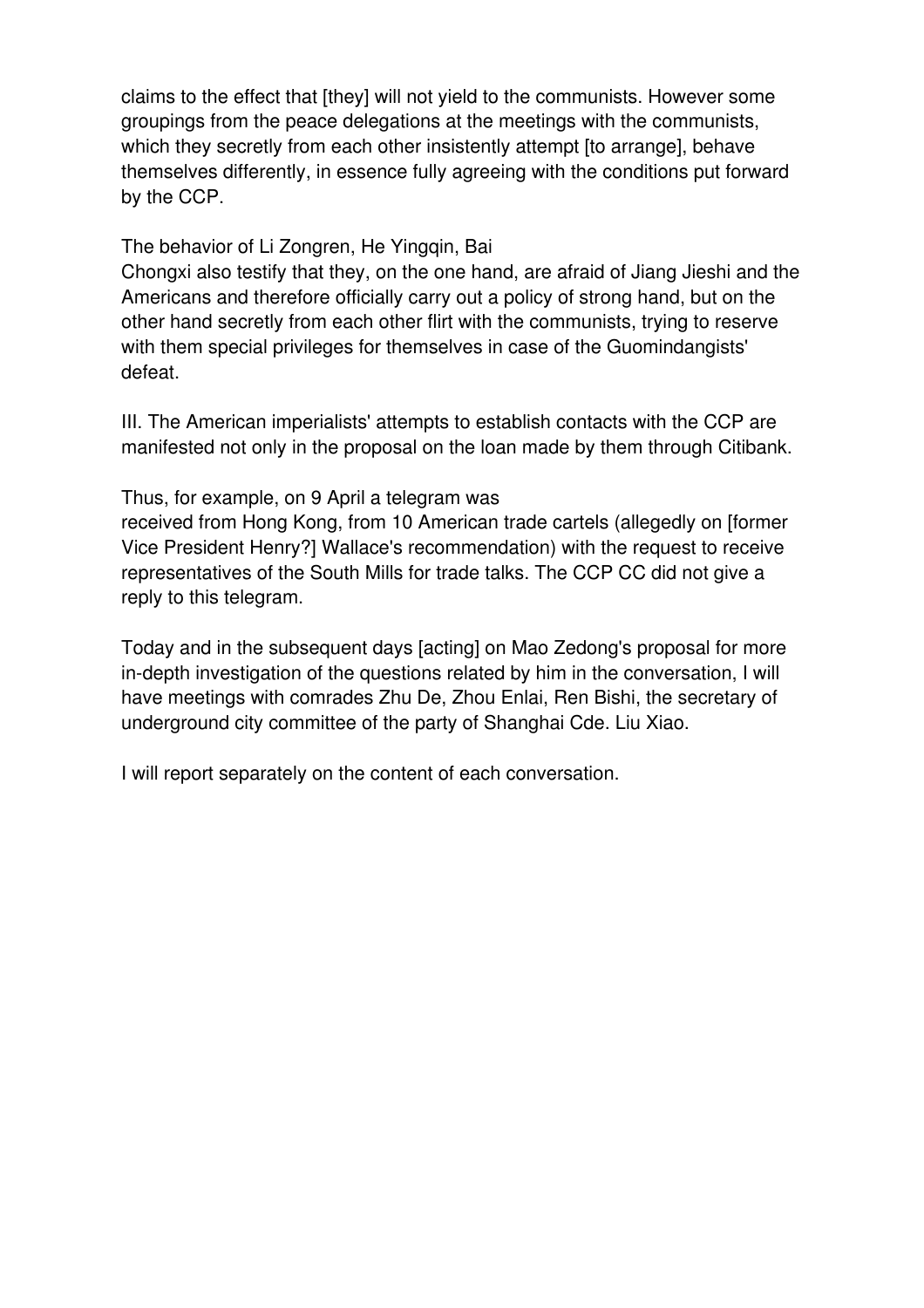claims to the effect that [they] will not yield to the communists. However some groupings from the peace delegations at the meetings with the communists, which they secretly from each other insistently attempt [to arrange], behave themselves differently, in essence fully agreeing with the conditions put forward by the CCP.

The behavior of Li Zongren, He Yingqin, Bai Chongxi also testify that they, on the one hand, are afraid of Jiang Jieshi and the Americans and therefore officially carry out a policy of strong hand, but on the other hand secretly from each other flirt with the communists, trying to reserve with them special privileges for themselves in case of the Guomindangists' defeat.

III. The American imperialists' attempts to establish contacts with the CCP are manifested not only in the proposal on the loan made by them through Citibank.

Thus, for example, on 9 April a telegram was received from Hong Kong, from 10 American trade cartels (allegedly on [former Vice President Henry?] Wallace's recommendation) with the request to receive representatives of the South Mills for trade talks. The CCP CC did not give a reply to this telegram.

Today and in the subsequent days [acting] on Mao Zedong's proposal for more in-depth investigation of the questions related by him in the conversation, I will have meetings with comrades Zhu De, Zhou Enlai, Ren Bishi, the secretary of underground city committee of the party of Shanghai Cde. Liu Xiao.

I will report separately on the content of each conversation.